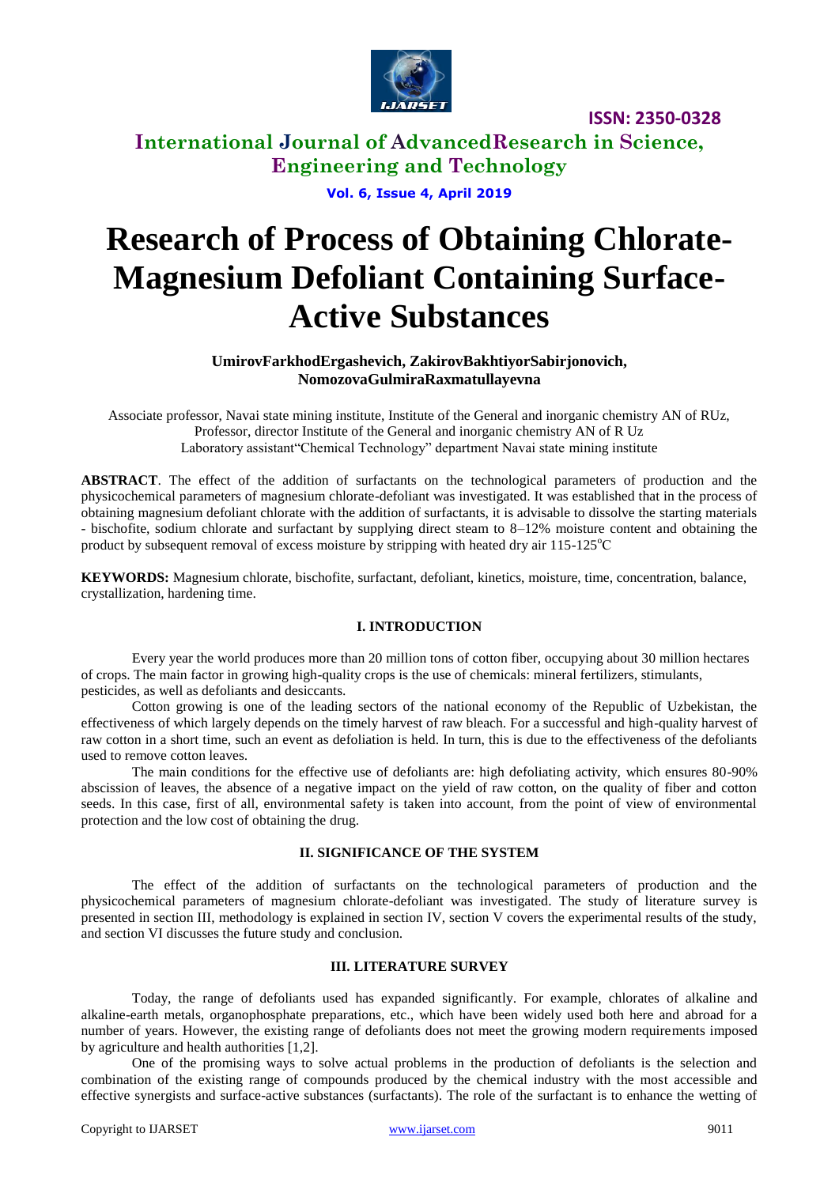# Research of Process of Obtaining Chlorate-Magnesium Defoliant Containing Surface-Active Substances

**UmirovFarkhodErgashevich, ZakirovBakhtiyorSabirjonovich, NomozovaGulmiraRaxmatullayevna**

Associate professor, Navai state mining institute, Institute of the General and inorganic chemistry AN of RUz,
Professor, director Institute of the General and inorganic chemistry AN of R Uz
Laboratory assistant"Chemical Technology" department Navai state mining institute

**ABSTRACT**. The effect of the addition of surfactants on the technological parameters of production and the physicochemical parameters of magnesium chlorate-defoliant was investigated. It was established that in the process of obtaining magnesium defoliant chlorate with the addition of surfactants, it is advisable to dissolve the starting materials - bischofite, sodium chlorate and surfactant by supplying direct steam to 8–12% moisture content and obtaining the product by subsequent removal of excess moisture by stripping with heated dry air 115-125$^{o}$C

**KEYWORDS:** Magnesium chlorate, bischofite, surfactant, defoliant, kinetics, moisture, time, concentration, balance, crystallization, hardening time.

## I. INTRODUCTION

Every year the world produces more than 20 million tons of cotton fiber, occupying about 30 million hectares of crops. The main factor in growing high-quality crops is the use of chemicals: mineral fertilizers, stimulants, pesticides, as well as defoliants and desiccants.

Cotton growing is one of the leading sectors of the national economy of the Republic of Uzbekistan, the effectiveness of which largely depends on the timely harvest of raw bleach. For a successful and high-quality harvest of raw cotton in a short time, such an event as defoliation is held. In turn, this is due to the effectiveness of the defoliants used to remove cotton leaves.

The main conditions for the effective use of defoliants are: high defoliating activity, which ensures 80-90% abscission of leaves, the absence of a negative impact on the yield of raw cotton, on the quality of fiber and cotton seeds. In this case, first of all, environmental safety is taken into account, from the point of view of environmental protection and the low cost of obtaining the drug.

## II. SIGNIFICANCE OF THE SYSTEM

The effect of the addition of surfactants on the technological parameters of production and the physicochemical parameters of magnesium chlorate-defoliant was investigated. The study of literature survey is presented in section III, methodology is explained in section IV, section V covers the experimental results of the study, and section VI discusses the future study and conclusion.

## III. LITERATURE SURVEY

Today, the range of defoliants used has expanded significantly. For example, chlorates of alkaline and alkaline-earth metals, organophosphate preparations, etc., which have been widely used both here and abroad for a number of years. However, the existing range of defoliants does not meet the growing modern requirements imposed by agriculture and health authorities [1,2].

One of the promising ways to solve actual problems in the production of defoliants is the selection and combination of the existing range of compounds produced by the chemical industry with the most accessible and effective synergists and surface-active substances (surfactants). The role of the surfactant is to enhance the wetting of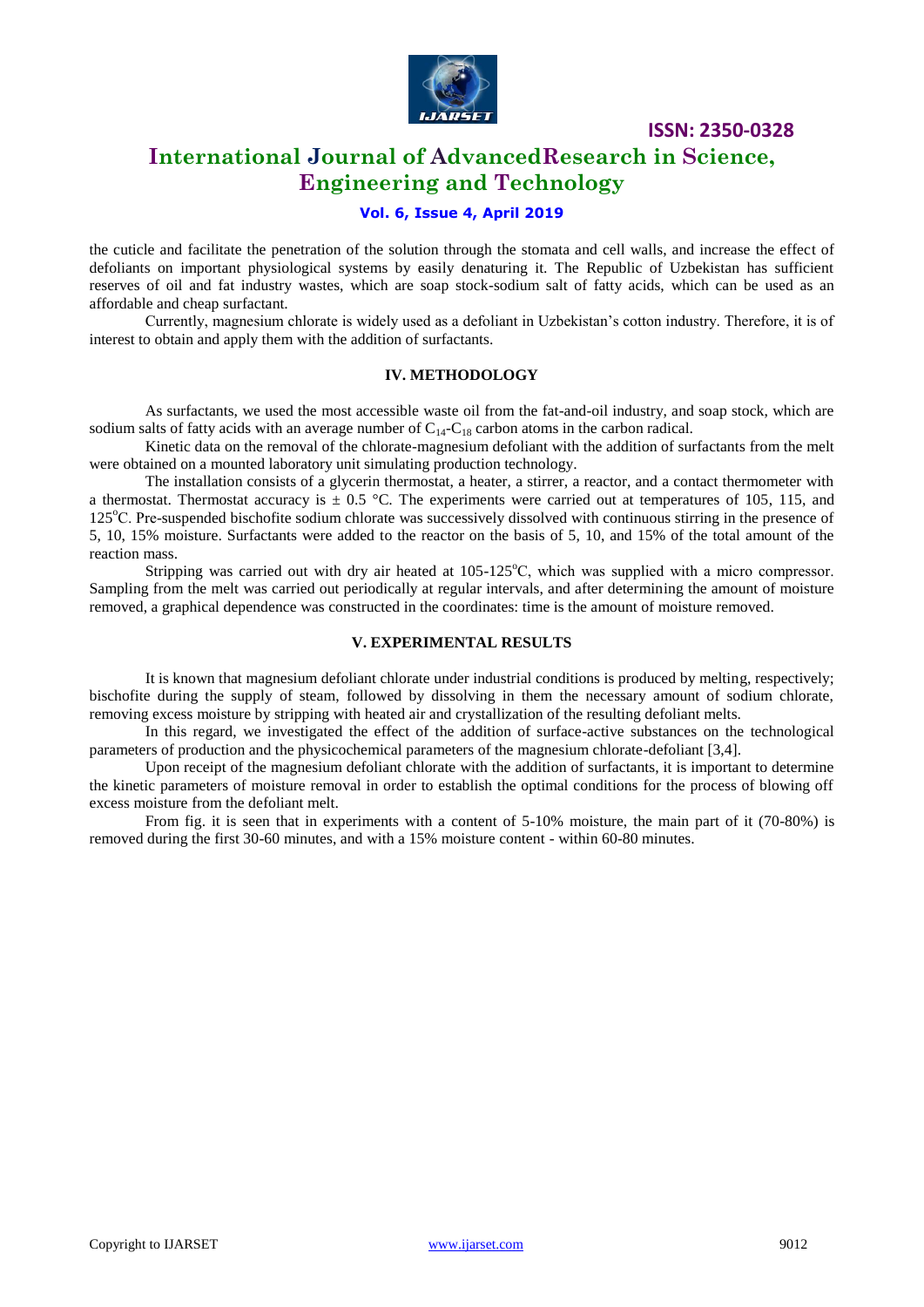the cuticle and facilitate the penetration of the solution through the stomata and cell walls, and increase the effect of defoliants on important physiological systems by easily denaturing it. The Republic of Uzbekistan has sufficient reserves of oil and fat industry wastes, which are soap stock-sodium salt of fatty acids, which can be used as an affordable and cheap surfactant.

Currently, magnesium chlorate is widely used as a defoliant in Uzbekistan's cotton industry. Therefore, it is of interest to obtain and apply them with the addition of surfactants.

## IV. METHODOLOGY

As surfactants, we used the most accessible waste oil from the fat-and-oil industry, and soap stock, which are sodium salts of fatty acids with an average number of $C_{14}$-$C_{18}$ carbon atoms in the carbon radical.

Kinetic data on the removal of the chlorate-magnesium defoliant with the addition of surfactants from the melt were obtained on a mounted laboratory unit simulating production technology.

The installation consists of a glycerin thermostat, a heater, a stirrer, a reactor, and a contact thermometer with a thermostat. Thermostat accuracy is $\pm$ 0.5 °C. The experiments were carried out at temperatures of 105, 115, and 125°C. Pre-suspended bischofite sodium chlorate was successively dissolved with continuous stirring in the presence of 5, 10, 15% moisture. Surfactants were added to the reactor on the basis of 5, 10, and 15% of the total amount of the reaction mass.

Stripping was carried out with dry air heated at 105-125°C, which was supplied with a micro compressor. Sampling from the melt was carried out periodically at regular intervals, and after determining the amount of moisture removed, a graphical dependence was constructed in the coordinates: time is the amount of moisture removed.

## V. EXPERIMENTAL RESULTS

It is known that magnesium defoliant chlorate under industrial conditions is produced by melting, respectively; bischofite during the supply of steam, followed by dissolving in them the necessary amount of sodium chlorate, removing excess moisture by stripping with heated air and crystallization of the resulting defoliant melts.

In this regard, we investigated the effect of the addition of surface-active substances on the technological parameters of production and the physicochemical parameters of the magnesium chlorate-defoliant [3,4].

Upon receipt of the magnesium defoliant chlorate with the addition of surfactants, it is important to determine the kinetic parameters of moisture removal in order to establish the optimal conditions for the process of blowing off excess moisture from the defoliant melt.

From fig. it is seen that in experiments with a content of 5-10% moisture, the main part of it (70-80%) is removed during the first 30-60 minutes, and with a 15% moisture content - within 60-80 minutes.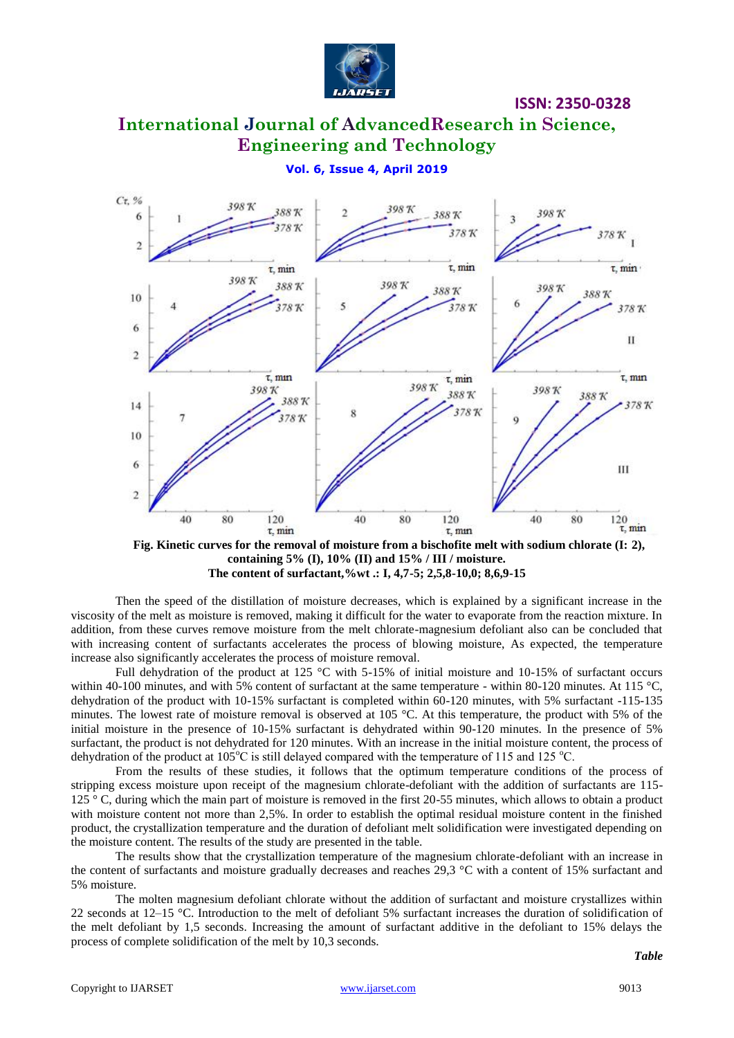**Fig. Kinetic curves for the removal of moisture from a bischofite melt with sodium chlorate (I: 2), containing 5% (I), 10% (II) and 15% / III / moisture. The content of surfactant,%wt .: I, 4,7-5; 2,5,8-10,0; 8,6,9-15**

Then the speed of the distillation of moisture decreases, which is explained by a significant increase in the viscosity of the melt as moisture is removed, making it difficult for the water to evaporate from the reaction mixture. In addition, from these curves remove moisture from the melt chlorate-magnesium defoliant also can be concluded that with increasing content of surfactants accelerates the process of blowing moisture, As expected, the temperature increase also significantly accelerates the process of moisture removal.

Full dehydration of the product at 125 °C with 5-15% of initial moisture and 10-15% of surfactant occurs within 40-100 minutes, and with 5% content of surfactant at the same temperature - within 80-120 minutes. At 115 °C, dehydration of the product with 10-15% surfactant is completed within 60-120 minutes, with 5% surfactant -115-135 minutes. The lowest rate of moisture removal is observed at 105 °C. At this temperature, the product with 5% of the initial moisture in the presence of 10-15% surfactant is dehydrated within 90-120 minutes. In the presence of 5% surfactant, the product is not dehydrated for 120 minutes. With an increase in the initial moisture content, the process of dehydration of the product at 105°C is still delayed compared with the temperature of 115 and 125 °C.

From the results of these studies, it follows that the optimum temperature conditions of the process of stripping excess moisture upon receipt of the magnesium chlorate-defoliant with the addition of surfactants are 115-125 ° C, during which the main part of moisture is removed in the first 20-55 minutes, which allows to obtain a product with moisture content not more than 2,5%. In order to establish the optimal residual moisture content in the finished product, the crystallization temperature and the duration of defoliant melt solidification were investigated depending on the moisture content. The results of the study are presented in the table.

The results show that the crystallization temperature of the magnesium chlorate-defoliant with an increase in the content of surfactants and moisture gradually decreases and reaches 29,3 °C with a content of 15% surfactant and 5% moisture.

The molten magnesium defoliant chlorate without the addition of surfactant and moisture crystallizes within 22 seconds at 12–15 °C. Introduction to the melt of defoliant 5% surfactant increases the duration of solidification of the melt defoliant by 1,5 seconds. Increasing the amount of surfactant additive in the defoliant to 15% delays the process of complete solidification of the melt by 10,3 seconds.

*Table*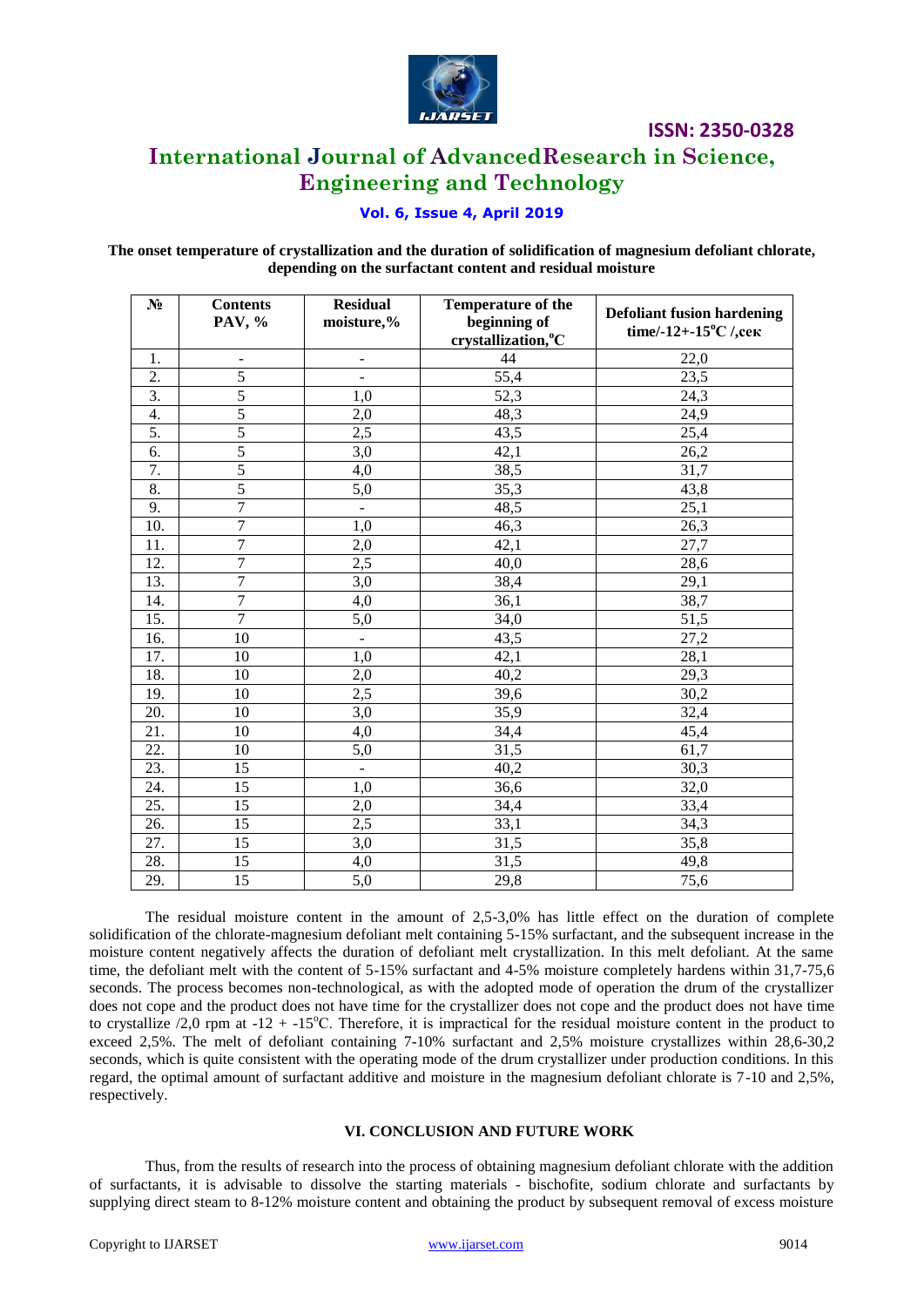**The onset temperature of crystallization and the duration of solidification of magnesium defoliant chlorate, depending on the surfactant content and residual moisture**

| № | Contents PAV, % | Residual moisture,% | Temperature of the beginning of crystallization,°C | Defoliant fusion hardening time/-12+-15°C /,сек |
|---|---|---|---|---|
| 1. | - | - | 44 | 22,0 |
| 2. | 5 | - | 55,4 | 23,5 |
| 3. | 5 | 1,0 | 52,3 | 24,3 |
| 4. | 5 | 2,0 | 48,3 | 24,9 |
| 5. | 5 | 2,5 | 43,5 | 25,4 |
| 6. | 5 | 3,0 | 42,1 | 26,2 |
| 7. | 5 | 4,0 | 38,5 | 31,7 |
| 8. | 5 | 5,0 | 35,3 | 43,8 |
| 9. | 7 | - | 48,5 | 25,1 |
| 10. | 7 | 1,0 | 46,3 | 26,3 |
| 11. | 7 | 2,0 | 42,1 | 27,7 |
| 12. | 7 | 2,5 | 40,0 | 28,6 |
| 13. | 7 | 3,0 | 38,4 | 29,1 |
| 14. | 7 | 4,0 | 36,1 | 38,7 |
| 15. | 7 | 5,0 | 34,0 | 51,5 |
| 16. | 10 | - | 43,5 | 27,2 |
| 17. | 10 | 1,0 | 42,1 | 28,1 |
| 18. | 10 | 2,0 | 40,2 | 29,3 |
| 19. | 10 | 2,5 | 39,6 | 30,2 |
| 20. | 10 | 3,0 | 35,9 | 32,4 |
| 21. | 10 | 4,0 | 34,4 | 45,4 |
| 22. | 10 | 5,0 | 31,5 | 61,7 |
| 23. | 15 | - | 40,2 | 30,3 |
| 24. | 15 | 1,0 | 36,6 | 32,0 |
| 25. | 15 | 2,0 | 34,4 | 33,4 |
| 26. | 15 | 2,5 | 33,1 | 34,3 |
| 27. | 15 | 3,0 | 31,5 | 35,8 |
| 28. | 15 | 4,0 | 31,5 | 49,8 |
| 29. | 15 | 5,0 | 29,8 | 75,6 |

The residual moisture content in the amount of 2,5-3,0% has little effect on the duration of complete solidification of the chlorate-magnesium defoliant melt containing 5-15% surfactant, and the subsequent increase in the moisture content negatively affects the duration of defoliant melt crystallization. In this melt defoliant. At the same time, the defoliant melt with the content of 5-15% surfactant and 4-5% moisture completely hardens within 31,7-75,6 seconds. The process becomes non-technological, as with the adopted mode of operation the drum of the crystallizer does not cope and the product does not have time for the crystallizer does not cope and the product does not have time to crystallize /2,0 rpm at -12 + -15°C. Therefore, it is impractical for the residual moisture content in the product to exceed 2,5%. The melt of defoliant containing 7-10% surfactant and 2,5% moisture crystallizes within 28,6-30,2 seconds, which is quite consistent with the operating mode of the drum crystallizer under production conditions. In this regard, the optimal amount of surfactant additive and moisture in the magnesium defoliant chlorate is 7-10 and 2,5%, respectively.

## VI. CONCLUSION AND FUTURE WORK

Thus, from the results of research into the process of obtaining magnesium defoliant chlorate with the addition of surfactants, it is advisable to dissolve the starting materials - bischofite, sodium chlorate and surfactants by supplying direct steam to 8-12% moisture content and obtaining the product by subsequent removal of excess moisture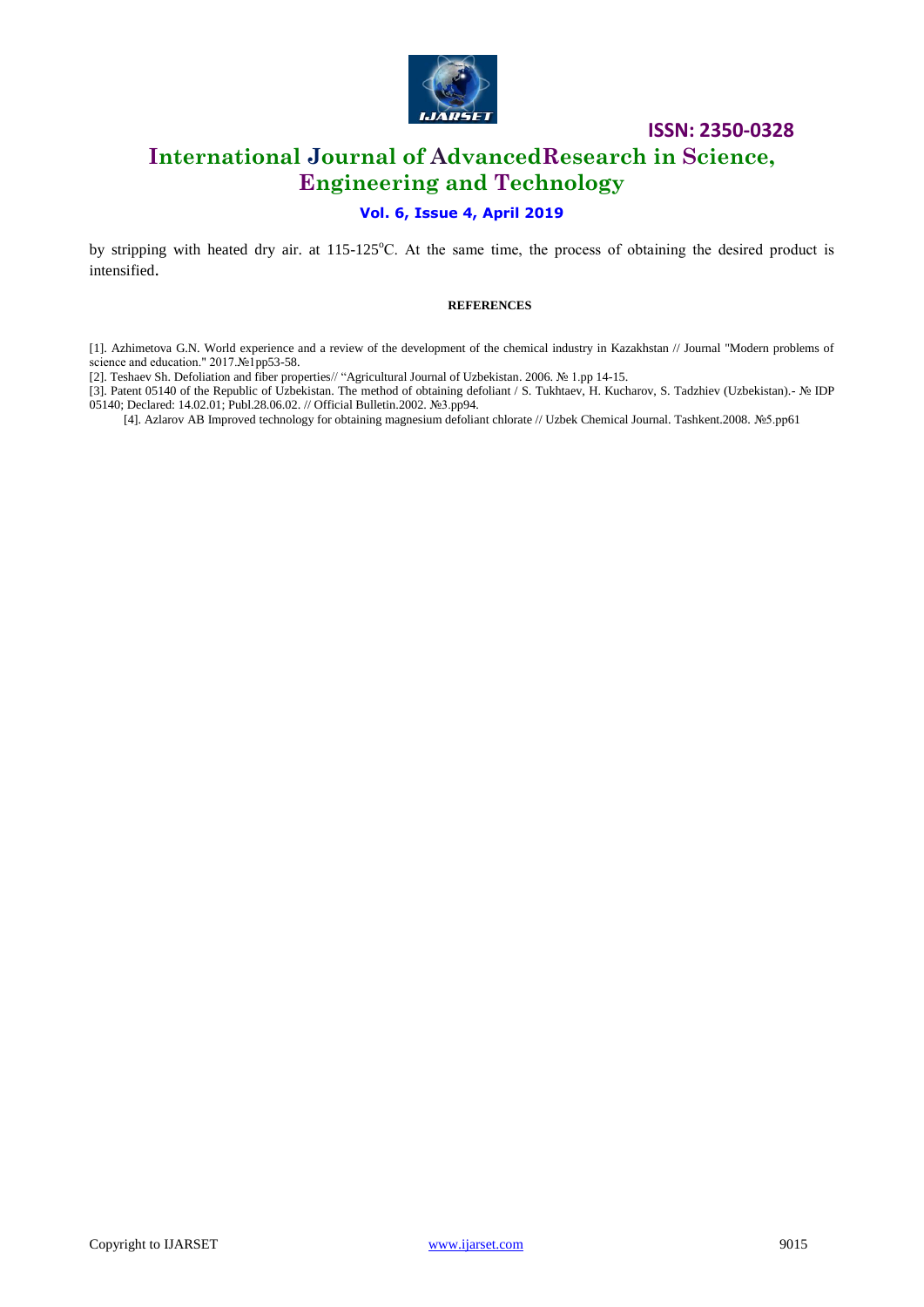by stripping with heated dry air. at 115-125°C. At the same time, the process of obtaining the desired product is intensified.

## REFERENCES

[1]. Azhimetova G.N. World experience and a review of the development of the chemical industry in Kazakhstan // Journal "Modern problems of science and education." 2017.№1pp53-58.

[2]. Teshaev Sh. Defoliation and fiber properties// "Agricultural Journal of Uzbekistan. 2006. № 1.pp 14-15.

[3]. Patent 05140 of the Republic of Uzbekistan. The method of obtaining defoliant / S. Tukhtaev, H. Kucharov, S. Tadzhiev (Uzbekistan).- № IDP 05140; Declared: 14.02.01; Publ.28.06.02. // Official Bulletin.2002. №3.pp94.

[4]. Azlarov AB Improved technology for obtaining magnesium defoliant chlorate // Uzbek Chemical Journal. Tashkent.2008. №5.pp61